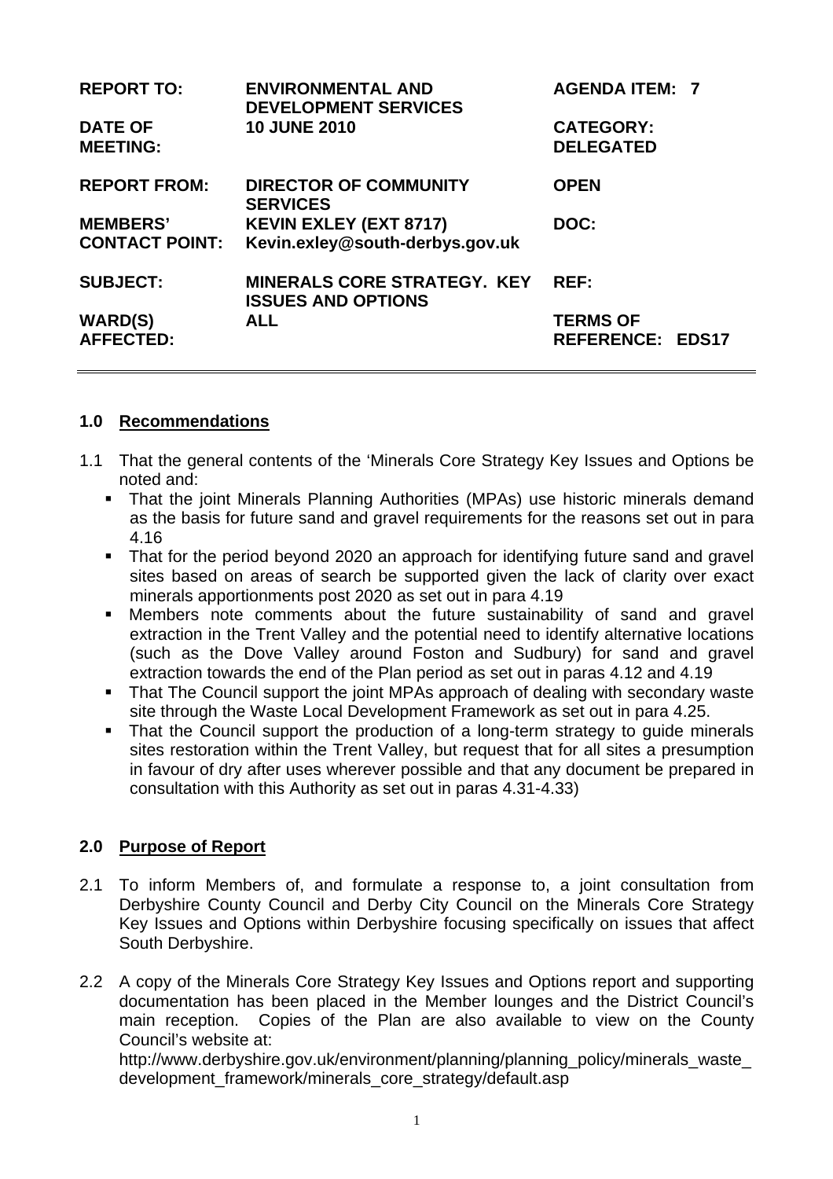| REPORT TO: | ENVIRONMENTAL AND DEVELOPMENT SERVICES | AGENDA ITEM: 7 |
|---|---|---|
| DATE OF MEETING: | 10 JUNE 2010 | CATEGORY: DELEGATED |
| REPORT FROM: | DIRECTOR OF COMMUNITY SERVICES | OPEN |
| MEMBERS' CONTACT POINT: | KEVIN EXLEY (EXT 8717) Kevin.exley@south-derbys.gov.uk | DOC: |
| SUBJECT: | MINERALS CORE STRATEGY. KEY ISSUES AND OPTIONS | REF: |
| WARD(S) AFFECTED: | ALL | TERMS OF REFERENCE: EDS17 |

## 1.0 Recommendations

1.1 That the general contents of the 'Minerals Core Strategy Key Issues and Options be noted and:

- That the joint Minerals Planning Authorities (MPAs) use historic minerals demand as the basis for future sand and gravel requirements for the reasons set out in para 4.16
- That for the period beyond 2020 an approach for identifying future sand and gravel sites based on areas of search be supported given the lack of clarity over exact minerals apportionments post 2020 as set out in para 4.19
- Members note comments about the future sustainability of sand and gravel extraction in the Trent Valley and the potential need to identify alternative locations (such as the Dove Valley around Foston and Sudbury) for sand and gravel extraction towards the end of the Plan period as set out in paras 4.12 and 4.19
- That The Council support the joint MPAs approach of dealing with secondary waste site through the Waste Local Development Framework as set out in para 4.25.
- That the Council support the production of a long-term strategy to guide minerals sites restoration within the Trent Valley, but request that for all sites a presumption in favour of dry after uses wherever possible and that any document be prepared in consultation with this Authority as set out in paras 4.31-4.33)

## 2.0 Purpose of Report

2.1 To inform Members of, and formulate a response to, a joint consultation from Derbyshire County Council and Derby City Council on the Minerals Core Strategy Key Issues and Options within Derbyshire focusing specifically on issues that affect South Derbyshire.

2.2 A copy of the Minerals Core Strategy Key Issues and Options report and supporting documentation has been placed in the Member lounges and the District Council's main reception. Copies of the Plan are also available to view on the County Council's website at:
http://www.derbyshire.gov.uk/environment/planning/planning_policy/minerals_waste_development_framework/minerals_core_strategy/default.asp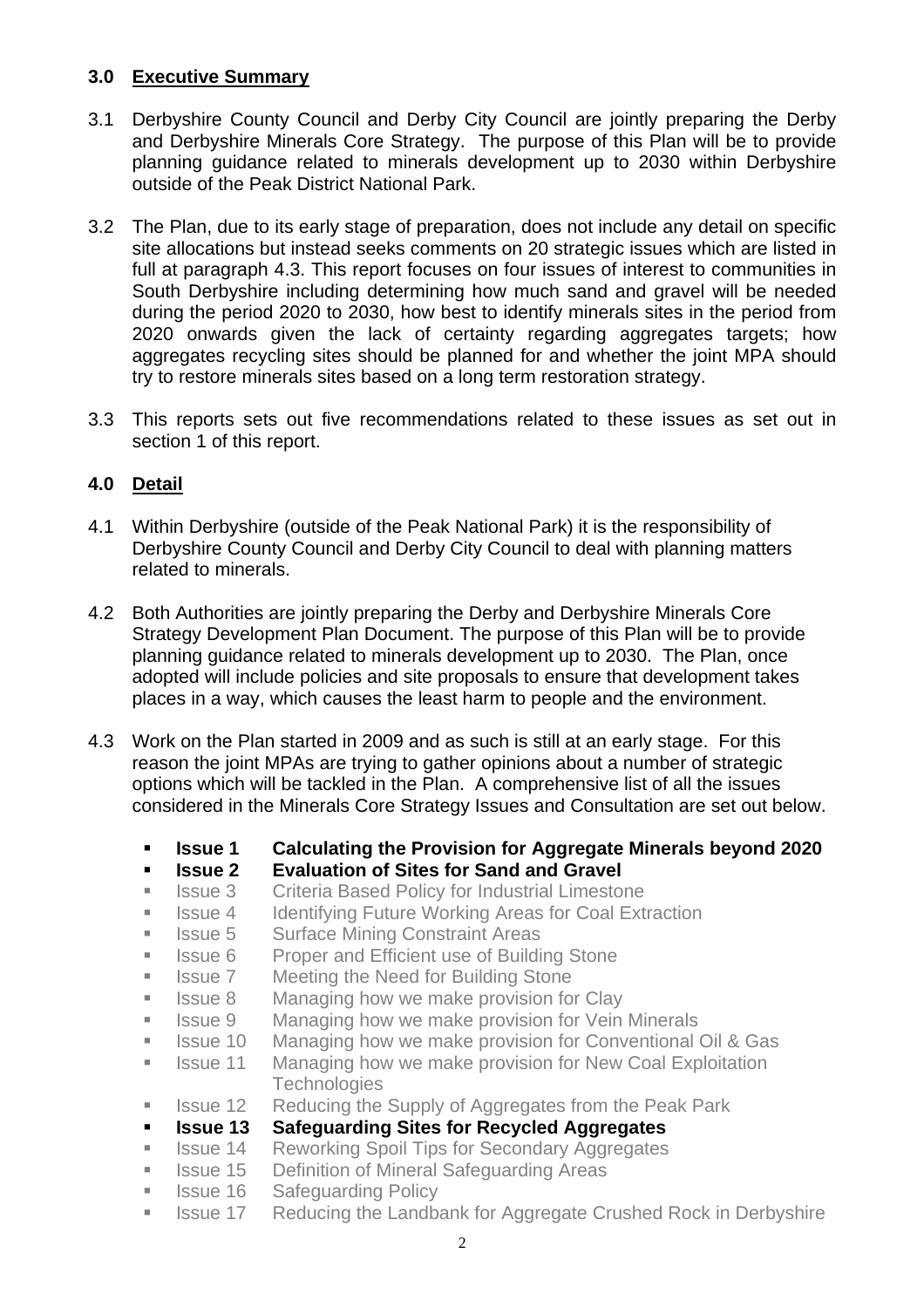## 3.0 Executive Summary

3.1 Derbyshire County Council and Derby City Council are jointly preparing the Derby and Derbyshire Minerals Core Strategy. The purpose of this Plan will be to provide planning guidance related to minerals development up to 2030 within Derbyshire outside of the Peak District National Park.

3.2 The Plan, due to its early stage of preparation, does not include any detail on specific site allocations but instead seeks comments on 20 strategic issues which are listed in full at paragraph 4.3. This report focuses on four issues of interest to communities in South Derbyshire including determining how much sand and gravel will be needed during the period 2020 to 2030, how best to identify minerals sites in the period from 2020 onwards given the lack of certainty regarding aggregates targets; how aggregates recycling sites should be planned for and whether the joint MPA should try to restore minerals sites based on a long term restoration strategy.

3.3 This reports sets out five recommendations related to these issues as set out in section 1 of this report.

## 4.0 Detail

4.1 Within Derbyshire (outside of the Peak National Park) it is the responsibility of Derbyshire County Council and Derby City Council to deal with planning matters related to minerals.

4.2 Both Authorities are jointly preparing the Derby and Derbyshire Minerals Core Strategy Development Plan Document. The purpose of this Plan will be to provide planning guidance related to minerals development up to 2030. The Plan, once adopted will include policies and site proposals to ensure that development takes places in a way, which causes the least harm to people and the environment.

4.3 Work on the Plan started in 2009 and as such is still at an early stage. For this reason the joint MPAs are trying to gather opinions about a number of strategic options which will be tackled in the Plan. A comprehensive list of all the issues considered in the Minerals Core Strategy Issues and Consultation are set out below.

- **Issue 1 Calculating the Provision for Aggregate Minerals beyond 2020**
- **Issue 2 Evaluation of Sites for Sand and Gravel**
- Issue 3 Criteria Based Policy for Industrial Limestone
- Issue 4 Identifying Future Working Areas for Coal Extraction
- Issue 5 Surface Mining Constraint Areas
- Issue 6 Proper and Efficient use of Building Stone
- Issue 7 Meeting the Need for Building Stone
- Issue 8 Managing how we make provision for Clay
- Issue 9 Managing how we make provision for Vein Minerals
- Issue 10 Managing how we make provision for Conventional Oil & Gas
- Issue 11 Managing how we make provision for New Coal Exploitation Technologies
- Issue 12 Reducing the Supply of Aggregates from the Peak Park
- **Issue 13 Safeguarding Sites for Recycled Aggregates**
- Issue 14 Reworking Spoil Tips for Secondary Aggregates
- Issue 15 Definition of Mineral Safeguarding Areas
- Issue 16 Safeguarding Policy
- Issue 17 Reducing the Landbank for Aggregate Crushed Rock in Derbyshire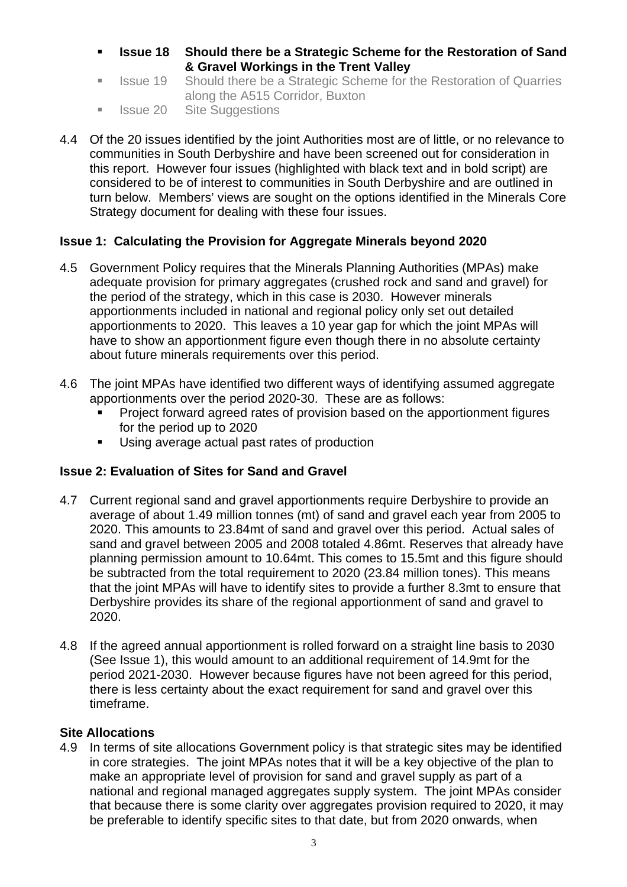- **Issue 18 Should there be a Strategic Scheme for the Restoration of Sand & Gravel Workings in the Trent Valley**
- Issue 19 Should there be a Strategic Scheme for the Restoration of Quarries along the A515 Corridor, Buxton
- Issue 20 Site Suggestions

4.4 Of the 20 issues identified by the joint Authorities most are of little, or no relevance to communities in South Derbyshire and have been screened out for consideration in this report. However four issues (highlighted with black text and in bold script) are considered to be of interest to communities in South Derbyshire and are outlined in turn below. Members' views are sought on the options identified in the Minerals Core Strategy document for dealing with these four issues.

### Issue 1: Calculating the Provision for Aggregate Minerals beyond 2020

4.5 Government Policy requires that the Minerals Planning Authorities (MPAs) make adequate provision for primary aggregates (crushed rock and sand and gravel) for the period of the strategy, which in this case is 2030. However minerals apportionments included in national and regional policy only set out detailed apportionments to 2020. This leaves a 10 year gap for which the joint MPAs will have to show an apportionment figure even though there in no absolute certainty about future minerals requirements over this period.

4.6 The joint MPAs have identified two different ways of identifying assumed aggregate apportionments over the period 2020-30. These are as follows:

- Project forward agreed rates of provision based on the apportionment figures for the period up to 2020
- Using average actual past rates of production

### Issue 2: Evaluation of Sites for Sand and Gravel

4.7 Current regional sand and gravel apportionments require Derbyshire to provide an average of about 1.49 million tonnes (mt) of sand and gravel each year from 2005 to 2020. This amounts to 23.84mt of sand and gravel over this period. Actual sales of sand and gravel between 2005 and 2008 totaled 4.86mt. Reserves that already have planning permission amount to 10.64mt. This comes to 15.5mt and this figure should be subtracted from the total requirement to 2020 (23.84 million tones). This means that the joint MPAs will have to identify sites to provide a further 8.3mt to ensure that Derbyshire provides its share of the regional apportionment of sand and gravel to 2020.

4.8 If the agreed annual apportionment is rolled forward on a straight line basis to 2030 (See Issue 1), this would amount to an additional requirement of 14.9mt for the period 2021-2030. However because figures have not been agreed for this period, there is less certainty about the exact requirement for sand and gravel over this timeframe.

### Site Allocations

4.9 In terms of site allocations Government policy is that strategic sites may be identified in core strategies. The joint MPAs notes that it will be a key objective of the plan to make an appropriate level of provision for sand and gravel supply as part of a national and regional managed aggregates supply system. The joint MPAs consider that because there is some clarity over aggregates provision required to 2020, it may be preferable to identify specific sites to that date, but from 2020 onwards, when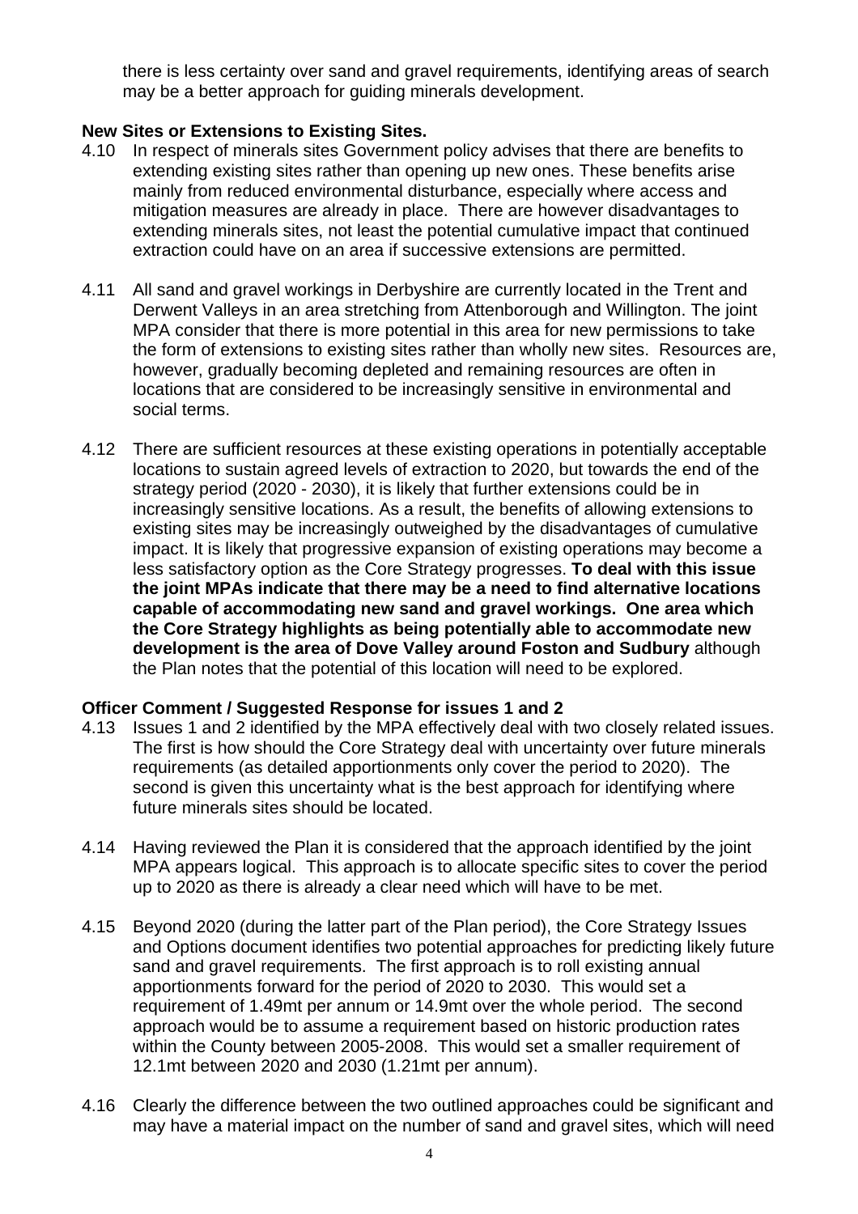there is less certainty over sand and gravel requirements, identifying areas of search may be a better approach for guiding minerals development.

**New Sites or Extensions to Existing Sites.**

4.10 In respect of minerals sites Government policy advises that there are benefits to extending existing sites rather than opening up new ones. These benefits arise mainly from reduced environmental disturbance, especially where access and mitigation measures are already in place. There are however disadvantages to extending minerals sites, not least the potential cumulative impact that continued extraction could have on an area if successive extensions are permitted.

4.11 All sand and gravel workings in Derbyshire are currently located in the Trent and Derwent Valleys in an area stretching from Attenborough and Willington. The joint MPA consider that there is more potential in this area for new permissions to take the form of extensions to existing sites rather than wholly new sites. Resources are, however, gradually becoming depleted and remaining resources are often in locations that are considered to be increasingly sensitive in environmental and social terms.

4.12 There are sufficient resources at these existing operations in potentially acceptable locations to sustain agreed levels of extraction to 2020, but towards the end of the strategy period (2020 - 2030), it is likely that further extensions could be in increasingly sensitive locations. As a result, the benefits of allowing extensions to existing sites may be increasingly outweighed by the disadvantages of cumulative impact. It is likely that progressive expansion of existing operations may become a less satisfactory option as the Core Strategy progresses. **To deal with this issue the joint MPAs indicate that there may be a need to find alternative locations capable of accommodating new sand and gravel workings. One area which the Core Strategy highlights as being potentially able to accommodate new development is the area of Dove Valley around Foston and Sudbury** although the Plan notes that the potential of this location will need to be explored.

**Officer Comment / Suggested Response for issues 1 and 2**

4.13 Issues 1 and 2 identified by the MPA effectively deal with two closely related issues. The first is how should the Core Strategy deal with uncertainty over future minerals requirements (as detailed apportionments only cover the period to 2020). The second is given this uncertainty what is the best approach for identifying where future minerals sites should be located.

4.14 Having reviewed the Plan it is considered that the approach identified by the joint MPA appears logical. This approach is to allocate specific sites to cover the period up to 2020 as there is already a clear need which will have to be met.

4.15 Beyond 2020 (during the latter part of the Plan period), the Core Strategy Issues and Options document identifies two potential approaches for predicting likely future sand and gravel requirements. The first approach is to roll existing annual apportionments forward for the period of 2020 to 2030. This would set a requirement of 1.49mt per annum or 14.9mt over the whole period. The second approach would be to assume a requirement based on historic production rates within the County between 2005-2008. This would set a smaller requirement of 12.1mt between 2020 and 2030 (1.21mt per annum).

4.16 Clearly the difference between the two outlined approaches could be significant and may have a material impact on the number of sand and gravel sites, which will need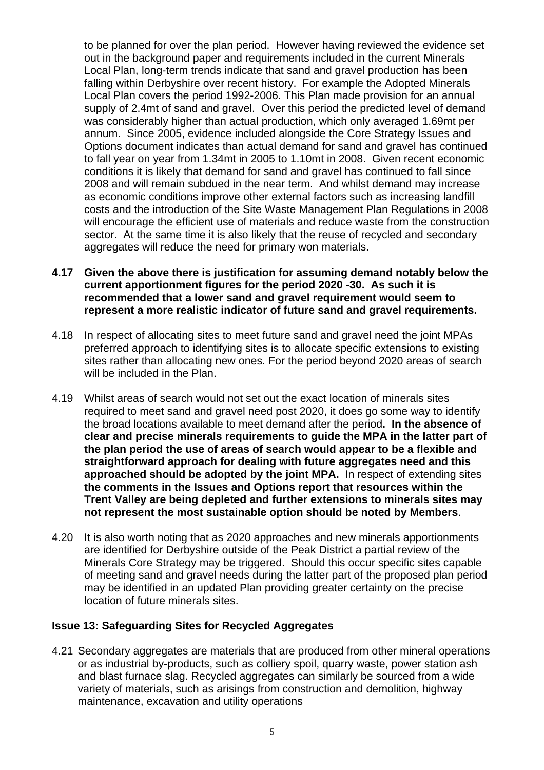to be planned for over the plan period. However having reviewed the evidence set out in the background paper and requirements included in the current Minerals Local Plan, long-term trends indicate that sand and gravel production has been falling within Derbyshire over recent history. For example the Adopted Minerals Local Plan covers the period 1992-2006. This Plan made provision for an annual supply of 2.4mt of sand and gravel. Over this period the predicted level of demand was considerably higher than actual production, which only averaged 1.69mt per annum. Since 2005, evidence included alongside the Core Strategy Issues and Options document indicates than actual demand for sand and gravel has continued to fall year on year from 1.34mt in 2005 to 1.10mt in 2008. Given recent economic conditions it is likely that demand for sand and gravel has continued to fall since 2008 and will remain subdued in the near term. And whilst demand may increase as economic conditions improve other external factors such as increasing landfill costs and the introduction of the Site Waste Management Plan Regulations in 2008 will encourage the efficient use of materials and reduce waste from the construction sector. At the same time it is also likely that the reuse of recycled and secondary aggregates will reduce the need for primary won materials.

**4.17 Given the above there is justification for assuming demand notably below the current apportionment figures for the period 2020 -30. As such it is recommended that a lower sand and gravel requirement would seem to represent a more realistic indicator of future sand and gravel requirements.**

4.18 In respect of allocating sites to meet future sand and gravel need the joint MPAs preferred approach to identifying sites is to allocate specific extensions to existing sites rather than allocating new ones. For the period beyond 2020 areas of search will be included in the Plan.

4.19 Whilst areas of search would not set out the exact location of minerals sites required to meet sand and gravel need post 2020, it does go some way to identify the broad locations available to meet demand after the period**. In the absence of clear and precise minerals requirements to guide the MPA in the latter part of the plan period the use of areas of search would appear to be a flexible and straightforward approach for dealing with future aggregates need and this approached should be adopted by the joint MPA.** In respect of extending sites **the comments in the Issues and Options report that resources within the Trent Valley are being depleted and further extensions to minerals sites may not represent the most sustainable option should be noted by Members**.

4.20 It is also worth noting that as 2020 approaches and new minerals apportionments are identified for Derbyshire outside of the Peak District a partial review of the Minerals Core Strategy may be triggered. Should this occur specific sites capable of meeting sand and gravel needs during the latter part of the proposed plan period may be identified in an updated Plan providing greater certainty on the precise location of future minerals sites.

### Issue 13: Safeguarding Sites for Recycled Aggregates

4.21 Secondary aggregates are materials that are produced from other mineral operations or as industrial by-products, such as colliery spoil, quarry waste, power station ash and blast furnace slag. Recycled aggregates can similarly be sourced from a wide variety of materials, such as arisings from construction and demolition, highway maintenance, excavation and utility operations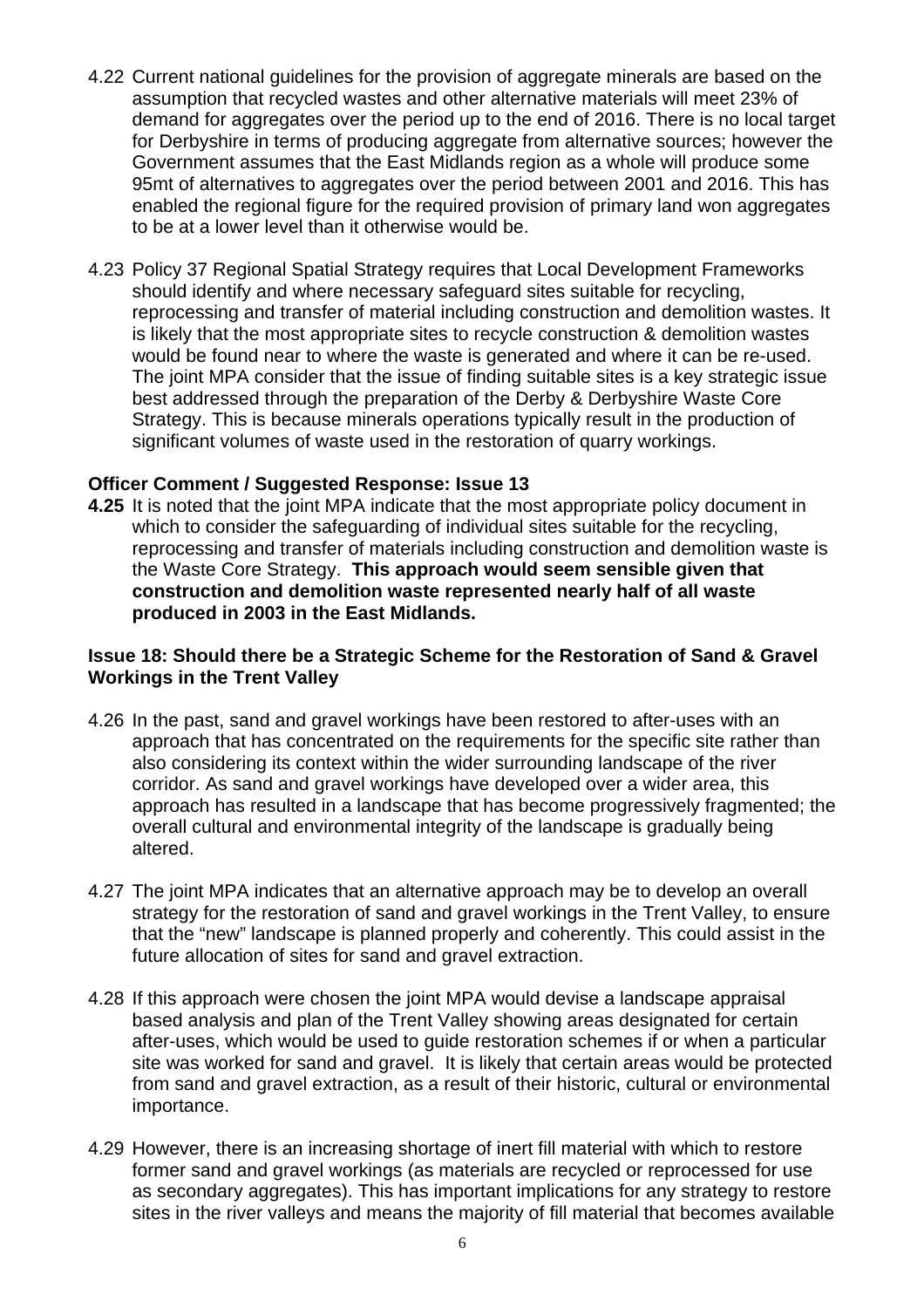4.22 Current national guidelines for the provision of aggregate minerals are based on the assumption that recycled wastes and other alternative materials will meet 23% of demand for aggregates over the period up to the end of 2016. There is no local target for Derbyshire in terms of producing aggregate from alternative sources; however the Government assumes that the East Midlands region as a whole will produce some 95mt of alternatives to aggregates over the period between 2001 and 2016. This has enabled the regional figure for the required provision of primary land won aggregates to be at a lower level than it otherwise would be.

4.23 Policy 37 Regional Spatial Strategy requires that Local Development Frameworks should identify and where necessary safeguard sites suitable for recycling, reprocessing and transfer of material including construction and demolition wastes. It is likely that the most appropriate sites to recycle construction & demolition wastes would be found near to where the waste is generated and where it can be re-used. The joint MPA consider that the issue of finding suitable sites is a key strategic issue best addressed through the preparation of the Derby & Derbyshire Waste Core Strategy. This is because minerals operations typically result in the production of significant volumes of waste used in the restoration of quarry workings.

**Officer Comment / Suggested Response: Issue 13**

**4.25** It is noted that the joint MPA indicate that the most appropriate policy document in which to consider the safeguarding of individual sites suitable for the recycling, reprocessing and transfer of materials including construction and demolition waste is the Waste Core Strategy. **This approach would seem sensible given that construction and demolition waste represented nearly half of all waste produced in 2003 in the East Midlands.**

**Issue 18: Should there be a Strategic Scheme for the Restoration of Sand & Gravel Workings in the Trent Valley**

4.26 In the past, sand and gravel workings have been restored to after-uses with an approach that has concentrated on the requirements for the specific site rather than also considering its context within the wider surrounding landscape of the river corridor. As sand and gravel workings have developed over a wider area, this approach has resulted in a landscape that has become progressively fragmented; the overall cultural and environmental integrity of the landscape is gradually being altered.

4.27 The joint MPA indicates that an alternative approach may be to develop an overall strategy for the restoration of sand and gravel workings in the Trent Valley, to ensure that the "new" landscape is planned properly and coherently. This could assist in the future allocation of sites for sand and gravel extraction.

4.28 If this approach were chosen the joint MPA would devise a landscape appraisal based analysis and plan of the Trent Valley showing areas designated for certain after-uses, which would be used to guide restoration schemes if or when a particular site was worked for sand and gravel. It is likely that certain areas would be protected from sand and gravel extraction, as a result of their historic, cultural or environmental importance.

4.29 However, there is an increasing shortage of inert fill material with which to restore former sand and gravel workings (as materials are recycled or reprocessed for use as secondary aggregates). This has important implications for any strategy to restore sites in the river valleys and means the majority of fill material that becomes available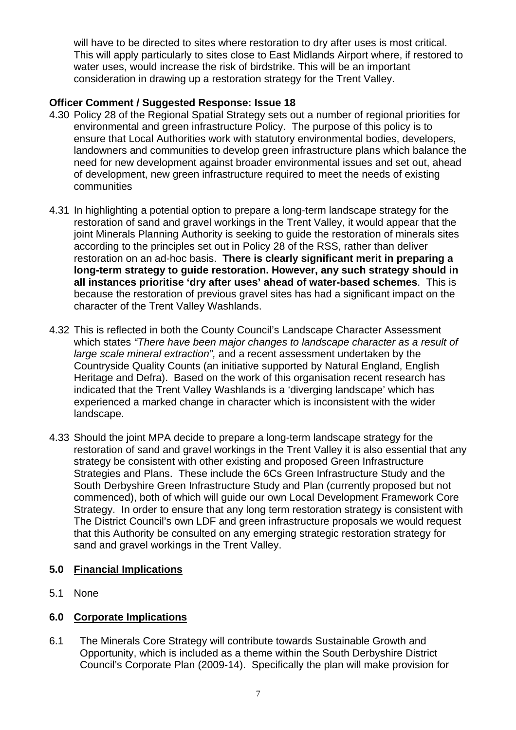will have to be directed to sites where restoration to dry after uses is most critical. This will apply particularly to sites close to East Midlands Airport where, if restored to water uses, would increase the risk of birdstrike. This will be an important consideration in drawing up a restoration strategy for the Trent Valley.

**Officer Comment / Suggested Response: Issue 18**

4.30 Policy 28 of the Regional Spatial Strategy sets out a number of regional priorities for environmental and green infrastructure Policy. The purpose of this policy is to ensure that Local Authorities work with statutory environmental bodies, developers, landowners and communities to develop green infrastructure plans which balance the need for new development against broader environmental issues and set out, ahead of development, new green infrastructure required to meet the needs of existing communities

4.31 In highlighting a potential option to prepare a long-term landscape strategy for the restoration of sand and gravel workings in the Trent Valley, it would appear that the joint Minerals Planning Authority is seeking to guide the restoration of minerals sites according to the principles set out in Policy 28 of the RSS, rather than deliver restoration on an ad-hoc basis. **There is clearly significant merit in preparing a long-term strategy to guide restoration. However, any such strategy should in all instances prioritise 'dry after uses' ahead of water-based schemes**. This is because the restoration of previous gravel sites has had a significant impact on the character of the Trent Valley Washlands.

4.32 This is reflected in both the County Council's Landscape Character Assessment which states *"There have been major changes to landscape character as a result of large scale mineral extraction",* and a recent assessment undertaken by the Countryside Quality Counts (an initiative supported by Natural England, English Heritage and Defra). Based on the work of this organisation recent research has indicated that the Trent Valley Washlands is a 'diverging landscape' which has experienced a marked change in character which is inconsistent with the wider landscape.

4.33 Should the joint MPA decide to prepare a long-term landscape strategy for the restoration of sand and gravel workings in the Trent Valley it is also essential that any strategy be consistent with other existing and proposed Green Infrastructure Strategies and Plans. These include the 6Cs Green Infrastructure Study and the South Derbyshire Green Infrastructure Study and Plan (currently proposed but not commenced), both of which will guide our own Local Development Framework Core Strategy. In order to ensure that any long term restoration strategy is consistent with The District Council's own LDF and green infrastructure proposals we would request that this Authority be consulted on any emerging strategic restoration strategy for sand and gravel workings in the Trent Valley.

## 5.0 Financial Implications

5.1 None

## 6.0 Corporate Implications

6.1 The Minerals Core Strategy will contribute towards Sustainable Growth and Opportunity, which is included as a theme within the South Derbyshire District Council's Corporate Plan (2009-14). Specifically the plan will make provision for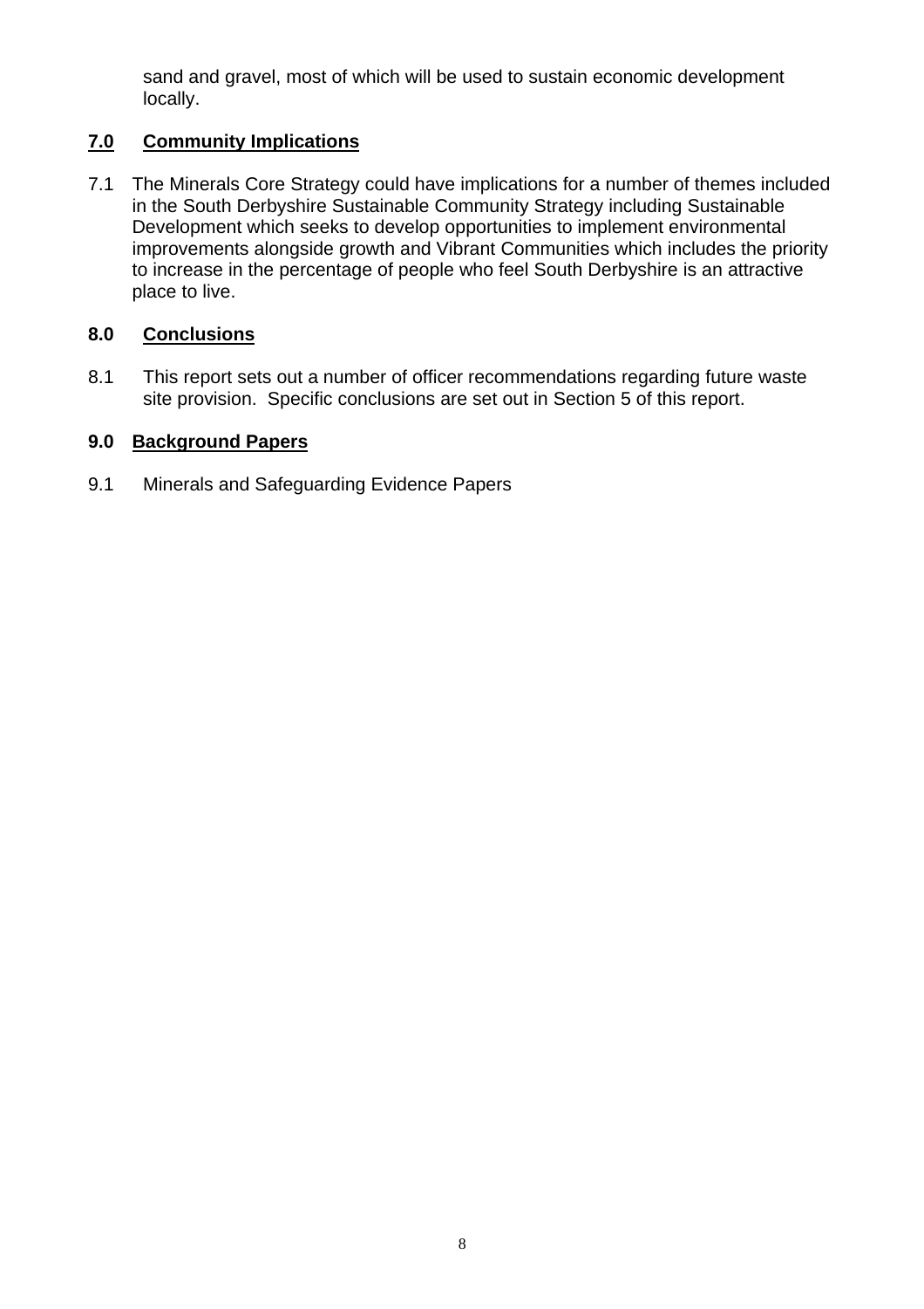sand and gravel, most of which will be used to sustain economic development locally.

## 7.0 Community Implications

7.1 The Minerals Core Strategy could have implications for a number of themes included in the South Derbyshire Sustainable Community Strategy including Sustainable Development which seeks to develop opportunities to implement environmental improvements alongside growth and Vibrant Communities which includes the priority to increase in the percentage of people who feel South Derbyshire is an attractive place to live.

## 8.0 Conclusions

8.1 This report sets out a number of officer recommendations regarding future waste site provision. Specific conclusions are set out in Section 5 of this report.

## 9.0 Background Papers

9.1 Minerals and Safeguarding Evidence Papers